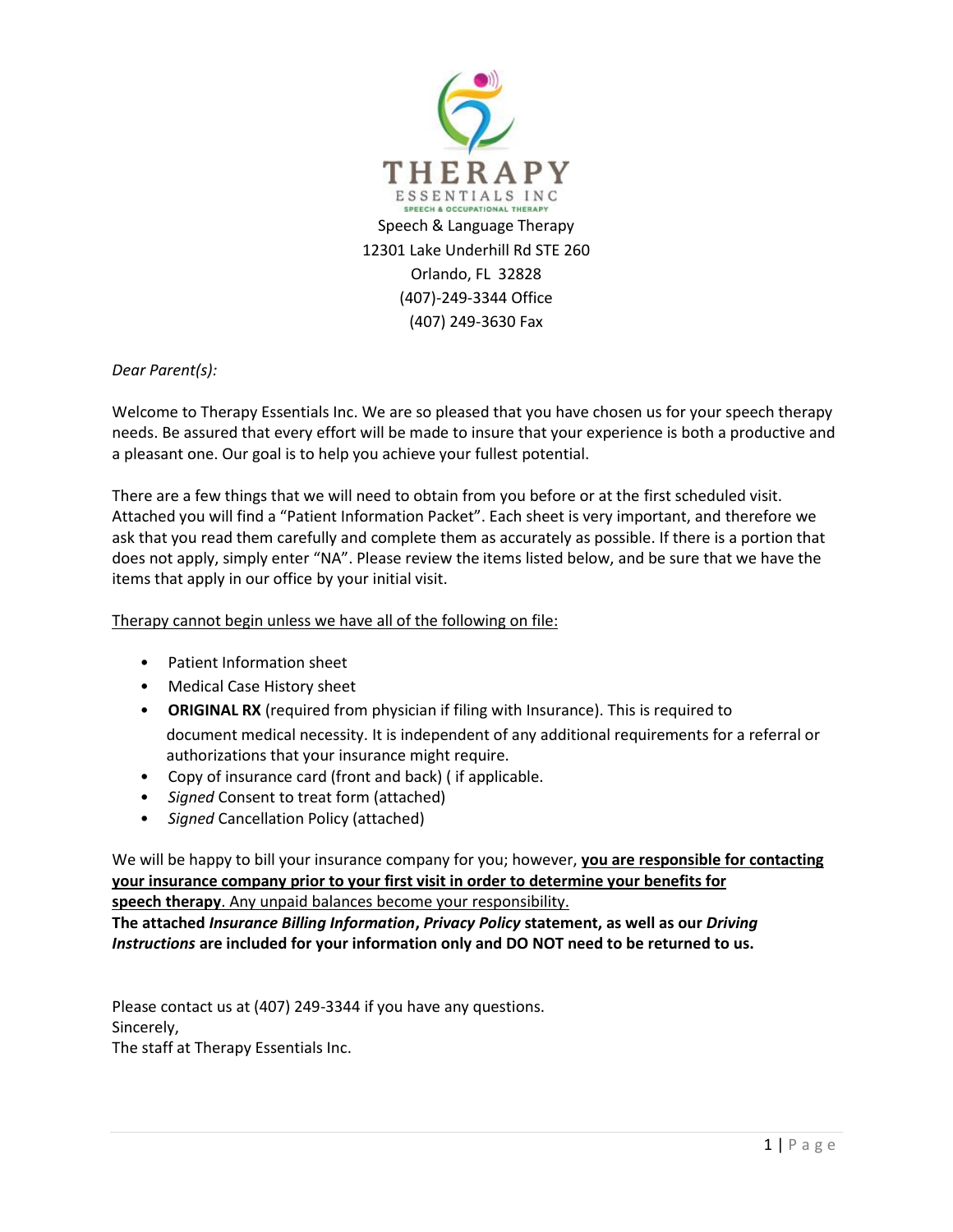THERAPY

ESSENTIALS INC

SPEECH & OCCUPATIONAL THERAPY

Speech & Language Therapy
12301 Lake Underhill Rd STE 260
Orlando, FL 32828
(407)-249-3344 Office
(407) 249-3630 Fax

*Dear Parent(s):*

Welcome to Therapy Essentials Inc. We are so pleased that you have chosen us for your speech therapy needs. Be assured that every effort will be made to insure that your experience is both a productive and a pleasant one. Our goal is to help you achieve your fullest potential.

There are a few things that we will need to obtain from you before or at the first scheduled visit. Attached you will find a "Patient Information Packet". Each sheet is very important, and therefore we ask that you read them carefully and complete them as accurately as possible. If there is a portion that does not apply, simply enter "NA". Please review the items listed below, and be sure that we have the items that apply in our office by your initial visit.

<u>Therapy cannot begin unless we have all of the following on file:</u>

- Patient Information sheet
- Medical Case History sheet
- **ORIGINAL RX** (required from physician if filing with Insurance). This is required to document medical necessity. It is independent of any additional requirements for a referral or authorizations that your insurance might require.
- Copy of insurance card (front and back) ( if applicable.
- *Signed* Consent to treat form (attached)
- *Signed* Cancellation Policy (attached)

We will be happy to bill your insurance company for you; however, **<u>you are responsible for contacting your insurance company prior to your first visit in order to determine your benefits for speech therapy</u>**<u>. Any unpaid balances become your responsibility.</u>
**The attached *Insurance Billing Information*, *Privacy Policy* statement, as well as our *Driving Instructions* are included for your information only and DO NOT need to be returned to us.**

Please contact us at (407) 249-3344 if you have any questions.
Sincerely,
The staff at Therapy Essentials Inc.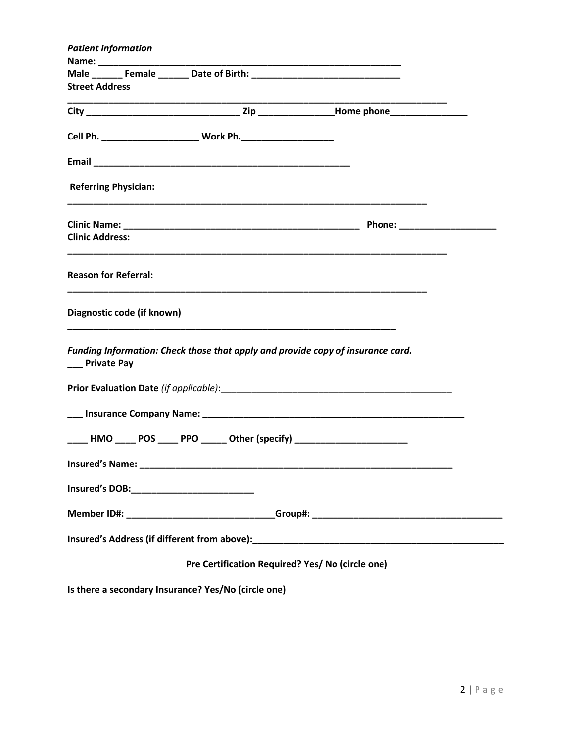***Patient Information***

**Name: ____________________________________________________________**

**Male ______ Female ______ Date of Birth: ____________________________**

**Street Address**

**___________________________________________________________________________**

**City _____________________________ Zip _______________Home phone_______________**

**Cell Ph. ___________________ Work Ph.__________________**

**Email ___________________________________________________**

**Referring Physician:**

**______________________________________________________________________**

**Clinic Name: _______________________________________________ Phone: ___________________**

**Clinic Address:**

**___________________________________________________________________________**

**Reason for Referral:**

**______________________________________________________________________**

**Diagnostic code (if known)**

**________________________________________________________________**

***Funding Information: Check those that apply and provide copy of insurance card.***

**___ Private Pay**

**Prior Evaluation Date** *(if applicable)*:_____________________________________________

**___ Insurance Company Name: ____________________________________________________**

**____ HMO ____ POS ____ PPO _____ Other (specify) ______________________**

**Insured's Name: _______________________________________________________________**

**Insured's DOB:________________________**

**Member ID#: ____________________________Group#: _____________________________________**

**Insured's Address (if different from above):_________________________________________________**

**Pre Certification Required? Yes/ No (circle one)**

**Is there a secondary Insurance? Yes/No (circle one)**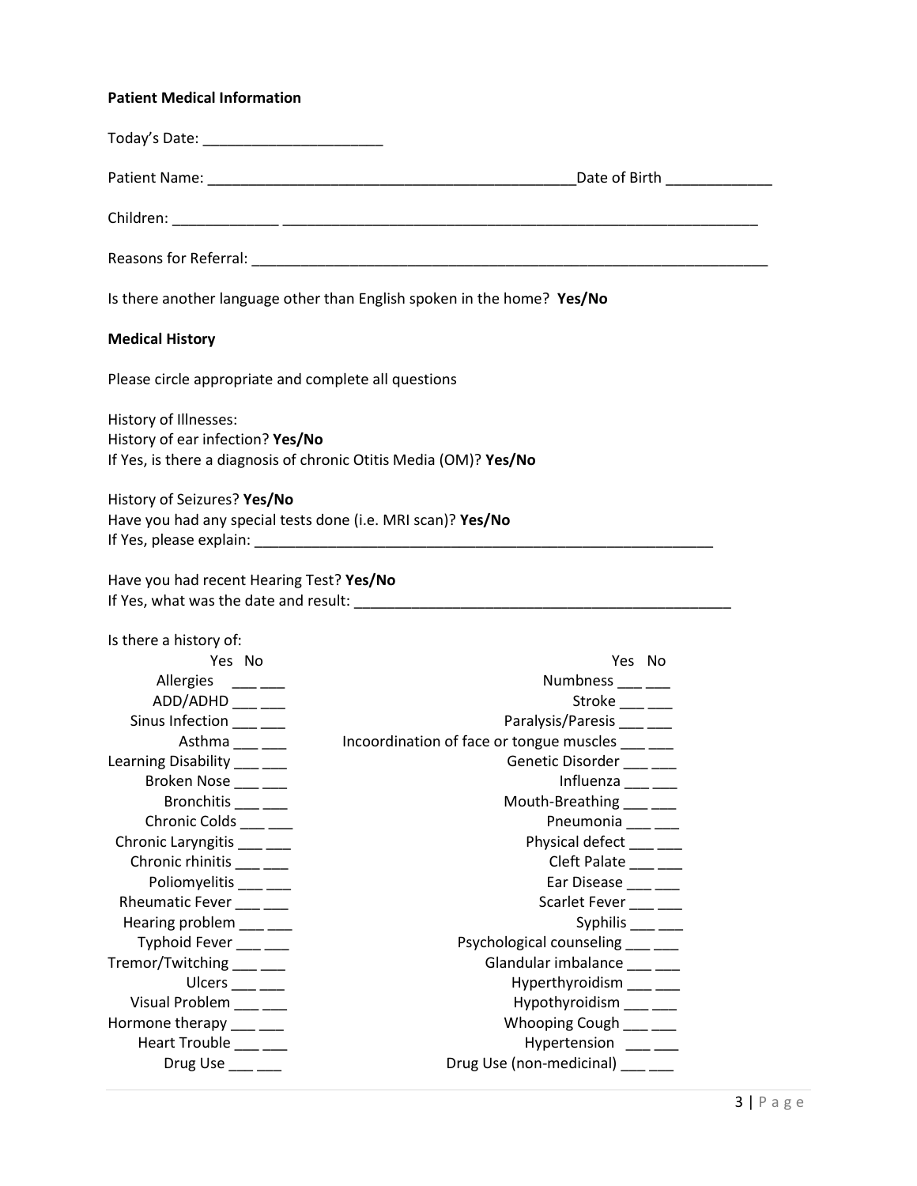**Patient Medical Information**

Today's Date: ______________________

Patient Name: ______________________________________________Date of Birth _____________

Children: _____________ ____________________________________________________________

Reasons for Referral: _________________________________________________________________

Is there another language other than English spoken in the home? **Yes/No**

**Medical History**

Please circle appropriate and complete all questions

History of Illnesses:
History of ear infection? **Yes/No**
If Yes, is there a diagnosis of chronic Otitis Media (OM)? **Yes/No**

History of Seizures? **Yes/No**
Have you had any special tests done (i.e. MRI scan)? **Yes/No**
If Yes, please explain: __________________________________________________________

Have you had recent Hearing Test? **Yes/No**
If Yes, what was the date and result: _______________________________________________

Is there a history of:

| | Yes | No | | Yes | No |
|---|---|---|---|---|---|
| Allergies | ___ | ___ | Numbness | ___ | ___ |
| ADD/ADHD | ___ | ___ | Stroke | ___ | ___ |
| Sinus Infection | ___ | ___ | Paralysis/Paresis | ___ | ___ |
| Asthma | ___ | ___ | Incoordination of face or tongue muscles | ___ | ___ |
| Learning Disability | ___ | ___ | Genetic Disorder | ___ | ___ |
| Broken Nose | ___ | ___ | Influenza | ___ | ___ |
| Bronchitis | ___ | ___ | Mouth-Breathing | ___ | ___ |
| Chronic Colds | ___ | ___ | Pneumonia | ___ | ___ |
| Chronic Laryngitis | ___ | ___ | Physical defect | ___ | ___ |
| Chronic rhinitis | ___ | ___ | Cleft Palate | ___ | ___ |
| Poliomyelitis | ___ | ___ | Ear Disease | ___ | ___ |
| Rheumatic Fever | ___ | ___ | Scarlet Fever | ___ | ___ |
| Hearing problem | ___ | ___ | Syphilis | ___ | ___ |
| Typhoid Fever | ___ | ___ | Psychological counseling | ___ | ___ |
| Tremor/Twitching | ___ | ___ | Glandular imbalance | ___ | ___ |
| Ulcers | ___ | ___ | Hyperthyroidism | ___ | ___ |
| Visual Problem | ___ | ___ | Hypothyroidism | ___ | ___ |
| Hormone therapy | ___ | ___ | Whooping Cough | ___ | ___ |
| Heart Trouble | ___ | ___ | Hypertension | ___ | ___ |
| Drug Use | ___ | ___ | Drug Use (non-medicinal) | ___ | ___ |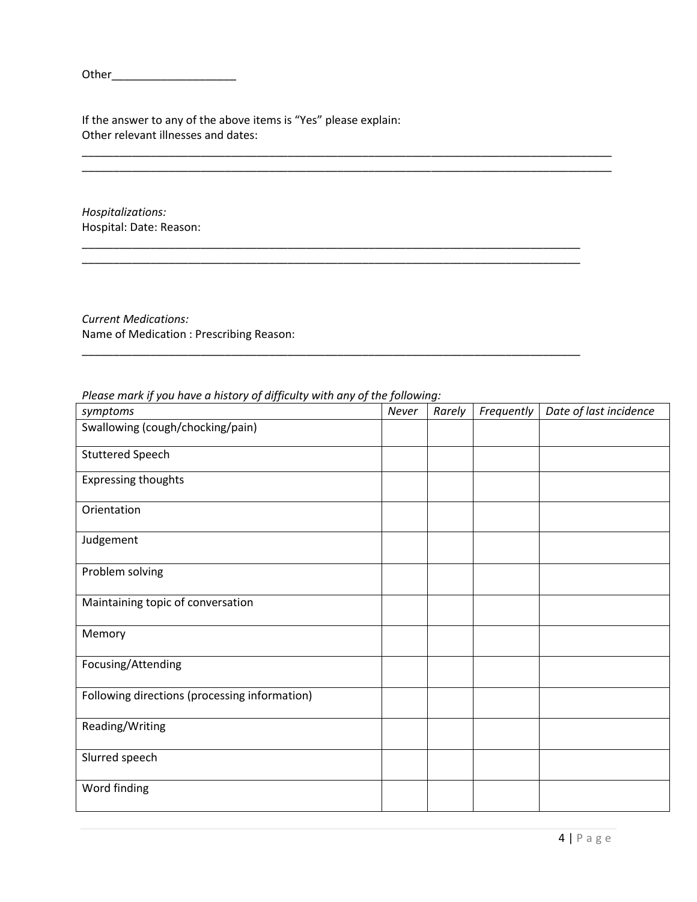Other____________________

If the answer to any of the above items is "Yes" please explain:
Other relevant illnesses and dates:

______________________________________________________________________________________
______________________________________________________________________________________

*Hospitalizations:*
Hospital: Date: Reason:

______________________________________________________________________________________
______________________________________________________________________________________

*Current Medications:*
Name of Medication : Prescribing Reason:

______________________________________________________________________________________

*Please mark if you have a history of difficulty with any of the following:*

| *symptoms* | *Never* | *Rarely* | *Frequently* | *Date of last incidence* |
|---|---|---|---|---|
| Swallowing (cough/chocking/pain) | | | | |
| Stuttered Speech | | | | |
| Expressing thoughts | | | | |
| Orientation | | | | |
| Judgement | | | | |
| Problem solving | | | | |
| Maintaining topic of conversation | | | | |
| Memory | | | | |
| Focusing/Attending | | | | |
| Following directions (processing information) | | | | |
| Reading/Writing | | | | |
| Slurred speech | | | | |
| Word finding | | | | |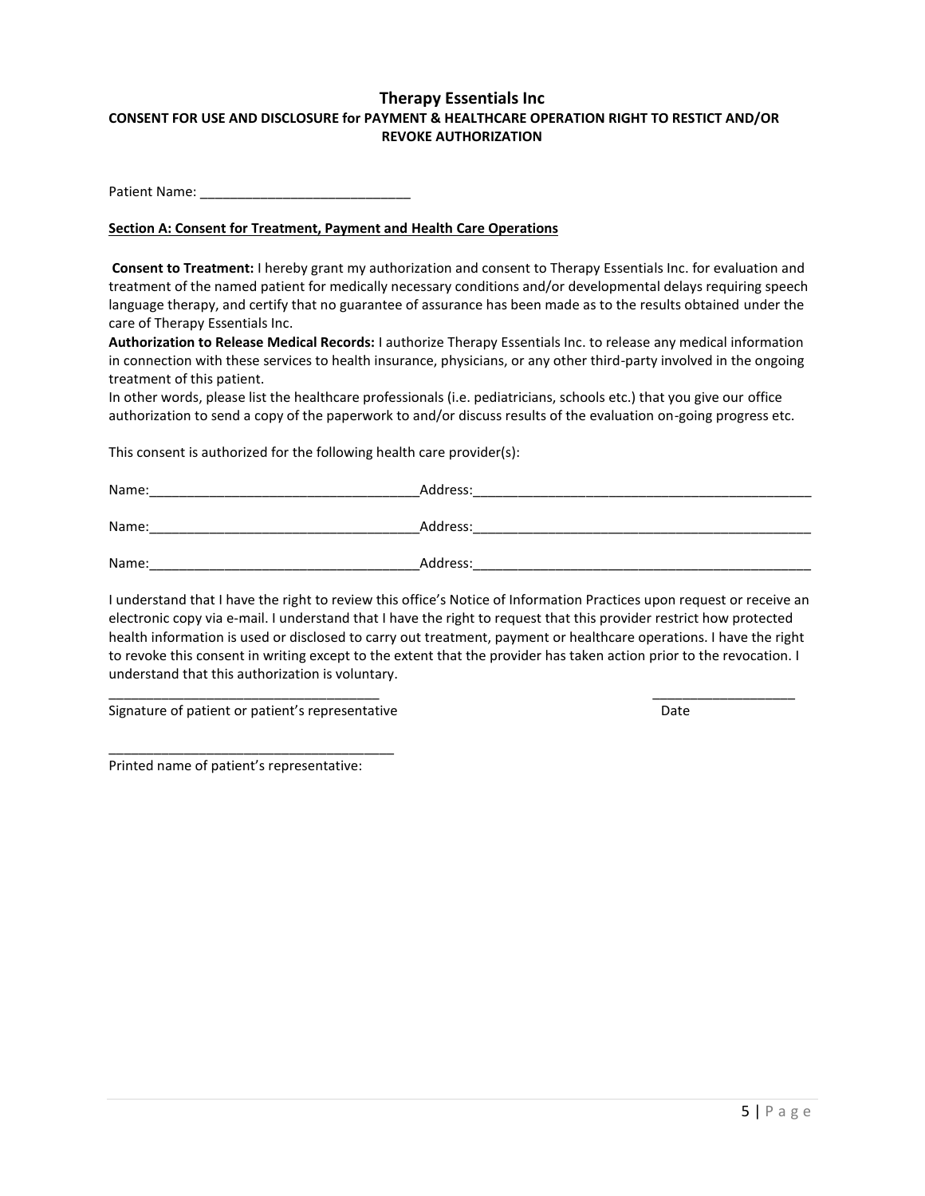## Therapy Essentials Inc

**CONSENT FOR USE AND DISCLOSURE for PAYMENT & HEALTHCARE OPERATION RIGHT TO RESTICT AND/OR REVOKE AUTHORIZATION**

Patient Name: ____________________________

**Section A: Consent for Treatment, Payment and Health Care Operations**

**Consent to Treatment:** I hereby grant my authorization and consent to Therapy Essentials Inc. for evaluation and treatment of the named patient for medically necessary conditions and/or developmental delays requiring speech language therapy, and certify that no guarantee of assurance has been made as to the results obtained under the care of Therapy Essentials Inc.

**Authorization to Release Medical Records:** I authorize Therapy Essentials Inc. to release any medical information in connection with these services to health insurance, physicians, or any other third-party involved in the ongoing treatment of this patient.

In other words, please list the healthcare professionals (i.e. pediatricians, schools etc.) that you give our office authorization to send a copy of the paperwork to and/or discuss results of the evaluation on-going progress etc.

This consent is authorized for the following health care provider(s):

Name:____________________________________Address:_______________________________________________

Name:____________________________________Address:_______________________________________________

Name:____________________________________Address:_______________________________________________

I understand that I have the right to review this office's Notice of Information Practices upon request or receive an electronic copy via e-mail. I understand that I have the right to request that this provider restrict how protected health information is used or disclosed to carry out treatment, payment or healthcare operations. I have the right to revoke this consent in writing except to the extent that the provider has taken action prior to the revocation. I understand that this authorization is voluntary.

____________________________________ ___________________

Signature of patient or patient's representative Date

______________________________________

Printed name of patient's representative: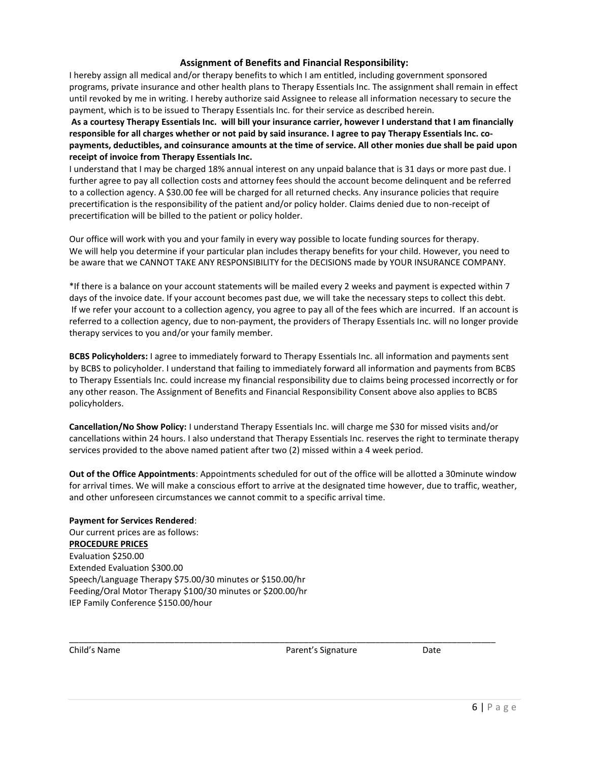## Assignment of Benefits and Financial Responsibility:

I hereby assign all medical and/or therapy benefits to which I am entitled, including government sponsored programs, private insurance and other health plans to Therapy Essentials Inc. The assignment shall remain in effect until revoked by me in writing. I hereby authorize said Assignee to release all information necessary to secure the payment, which is to be issued to Therapy Essentials Inc. for their service as described herein.

**As a courtesy Therapy Essentials Inc. will bill your insurance carrier, however I understand that I am financially responsible for all charges whether or not paid by said insurance. I agree to pay Therapy Essentials Inc. co-payments, deductibles, and coinsurance amounts at the time of service. All other monies due shall be paid upon receipt of invoice from Therapy Essentials Inc.**

I understand that I may be charged 18% annual interest on any unpaid balance that is 31 days or more past due. I further agree to pay all collection costs and attorney fees should the account become delinquent and be referred to a collection agency. A $30.00 fee will be charged for all returned checks. Any insurance policies that require precertification is the responsibility of the patient and/or policy holder. Claims denied due to non-receipt of precertification will be billed to the patient or policy holder.

Our office will work with you and your family in every way possible to locate funding sources for therapy. We will help you determine if your particular plan includes therapy benefits for your child. However, you need to be aware that we CANNOT TAKE ANY RESPONSIBILITY for the DECISIONS made by YOUR INSURANCE COMPANY.

*If there is a balance on your account statements will be mailed every 2 weeks and payment is expected within 7 days of the invoice date. If your account becomes past due, we will take the necessary steps to collect this debt. If we refer your account to a collection agency, you agree to pay all of the fees which are incurred. If an account is referred to a collection agency, due to non-payment, the providers of Therapy Essentials Inc. will no longer provide therapy services to you and/or your family member.

**BCBS Policyholders:** I agree to immediately forward to Therapy Essentials Inc. all information and payments sent by BCBS to policyholder. I understand that failing to immediately forward all information and payments from BCBS to Therapy Essentials Inc. could increase my financial responsibility due to claims being processed incorrectly or for any other reason. The Assignment of Benefits and Financial Responsibility Consent above also applies to BCBS policyholders.

**Cancellation/No Show Policy:** I understand Therapy Essentials Inc. will charge me $30 for missed visits and/or cancellations within 24 hours. I also understand that Therapy Essentials Inc. reserves the right to terminate therapy services provided to the above named patient after two (2) missed within a 4 week period.

**Out of the Office Appointments**: Appointments scheduled for out of the office will be allotted a 30minute window for arrival times. We will make a conscious effort to arrive at the designated time however, due to traffic, weather, and other unforeseen circumstances we cannot commit to a specific arrival time.

**Payment for Services Rendered**:
Our current prices are as follows:

**PROCEDURE PRICES**

Evaluation $250.00
Extended Evaluation $300.00
Speech/Language Therapy $75.00/30 minutes or $150.00/hr
Feeding/Oral Motor Therapy $100/30 minutes or $200.00/hr
IEP Family Conference $150.00/hour

______________________________________________________________________________

Child's Name                    Parent's Signature                    Date